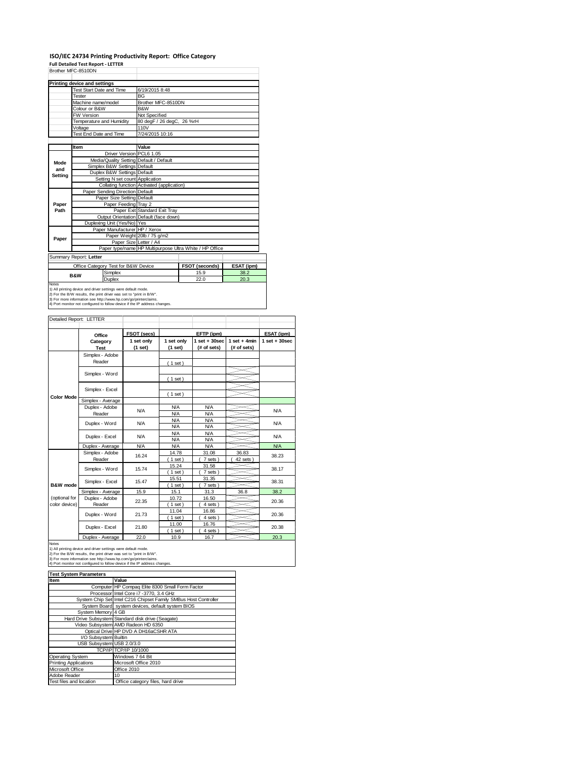# ISO/IEC 24734 Printing Productivity Report: Office Category

**Full Detailed Test Report - LETTER**

Brother MFC-8510DN

| Printing device and settings | |
|---|---|
| Test Start Date and Time | 6/19/2015 8:48 |
| Tester | BG |
| Machine name/model | Brother MFC-8510DN |
| Colour or B&W | B&W |
| FW Version | Not Specified |
| Temperature and Humidity | 80 degF / 26 degC, 26 %rH |
| Voltage | 110V |
| Test End Date and Time | 7/24/2015 10:16 |

| | Item | Value |
|---|---|---|
| Mode and Setting | Driver Version | PCL6 1.05 |
| | Media/Quality Setting | Default / Default |
| | Simplex B&W Settings | Default |
| | Duplex B&W Settings | Default |
| | Setting N set count | Application |
| | Collating function | Activated (application) |
| Paper Path | Paper Sending Direction | Default |
| | Paper Size Setting | Default |
| | Paper Feeding | Tray 2 |
| | Paper Exit | Standard Exit Tray |
| | Output Orientation | Default (face down) |
| | Duplexing Unit (Yes/No) | Yes |
| Paper | Paper Manufacturer | HP / Xerox |
| | Paper Weight | 20lb / 75 g/m2 |
| | Paper Size | Letter / A4 |
| | Paper type/name | HP Multipurpose Ultra White / HP Office |

Summary Report: **Letter**

| Office Category Test for B&W Device | | FSOT (seconds) | ESAT (ipm) |
|---|---|---|---|
| B&W | Simplex | 15.9 | 38.2 |
| | Duplex | 22.0 | 20.3 |

Notes
1) All printing device and driver settings were default mode.
2) For the B/W results, the print driver was set to "print in B/W".
3) For more information see http://www.hp.com/go/printerclaims.
4) Port monitor not configured to follow device if the IP address changes.

Detailed Report: LETTER

| | Office Category Test | FSOT (secs) 1 set only (1 set) | EFTP (ipm) 1 set only (1 set) | EFTP (ipm) 1 set + 30sec (# of sets) | EFTP (ipm) 1 set + 4min (# of sets) | ESAT (ipm) 1 set + 30sec |
|---|---|---|---|---|---|---|
| Color Mode | Simplex - Adobe Reader | | ( 1 set ) | | | |
| | Simplex - Word | | ( 1 set ) | | | |
| | Simplex - Excel | | ( 1 set ) | | | |
| | Simplex - Average | | | | | |
| | Duplex - Adobe Reader | N/A | N/A<br>N/A | N/A<br>N/A | | N/A |
| | Duplex - Word | N/A | N/A<br>N/A | N/A<br>N/A | | N/A |
| | Duplex - Excel | N/A | N/A<br>N/A | N/A<br>N/A | | N/A |
| | Duplex - Average | N/A | N/A | N/A | | N/A |
| B&W mode (optional for color device) | Simplex - Adobe Reader | 16.24 | 14.78<br>( 1 set ) | 31.08<br>( 7 sets ) | 36.83<br>( 42 sets ) | 38.23 |
| | Simplex - Word | 15.74 | 15.24<br>( 1 set ) | 31.58<br>( 7 sets ) | | 38.17 |
| | Simplex - Excel | 15.47 | 15.51<br>( 1 set ) | 31.35<br>( 7 sets ) | | 38.31 |
| | Simplex - Average | 15.9 | 15.1 | 31.3 | 36.8 | 38.2 |
| | Duplex - Adobe Reader | 22.35 | 10.72<br>( 1 set ) | 16.50<br>( 4 sets ) | | 20.36 |
| | Duplex - Word | 21.73 | 11.04<br>( 1 set ) | 16.86<br>( 4 sets ) | | 20.36 |
| | Duplex - Excel | 21.80 | 11.00<br>( 1 set ) | 16.76<br>( 4 sets ) | | 20.38 |
| | Duplex - Average | 22.0 | 10.9 | 16.7 | | 20.3 |

Notes
1) All printing device and driver settings were default mode.
2) For the B/W results, the print driver was set to "print in B/W".
3) For more information see http://www.hp.com/go/printerclaims.
4) Port monitor not configured to follow device if the IP address changes.

| Test System Parameters | |
|---|---|
| **Item** | **Value** |
| Computer | HP Compaq Elite 8300 Small Form Factor |
| Processor | Intel Core i7 -3770, 3.4 GHz |
| System Chip Set | Intel C216 Chipset Family SMBus Host Controller |
| System Board | system devices, default system BIOS |
| System Memory | 4 GB |
| Hard Drive Subsystem | Standard disk drive (Seagate) |
| Video Subsystem | AMD Radeon HD 6350 |
| Optical Drive | HP DVD A DH16aCSHR ATA |
| I/O Subsystem | Builtin |
| USB Subsystem | USB 2.0/3.0 |
| TCP/IP | TCP/IP 10/1000 |
| Operating System | Windows 7 64 Bit |
| Printing Applications | Microsoft Office 2010 |
| Microsoft Office | Office 2010 |
| Adobe Reader | 10 |
| Test files and location | Office category files, hard drive |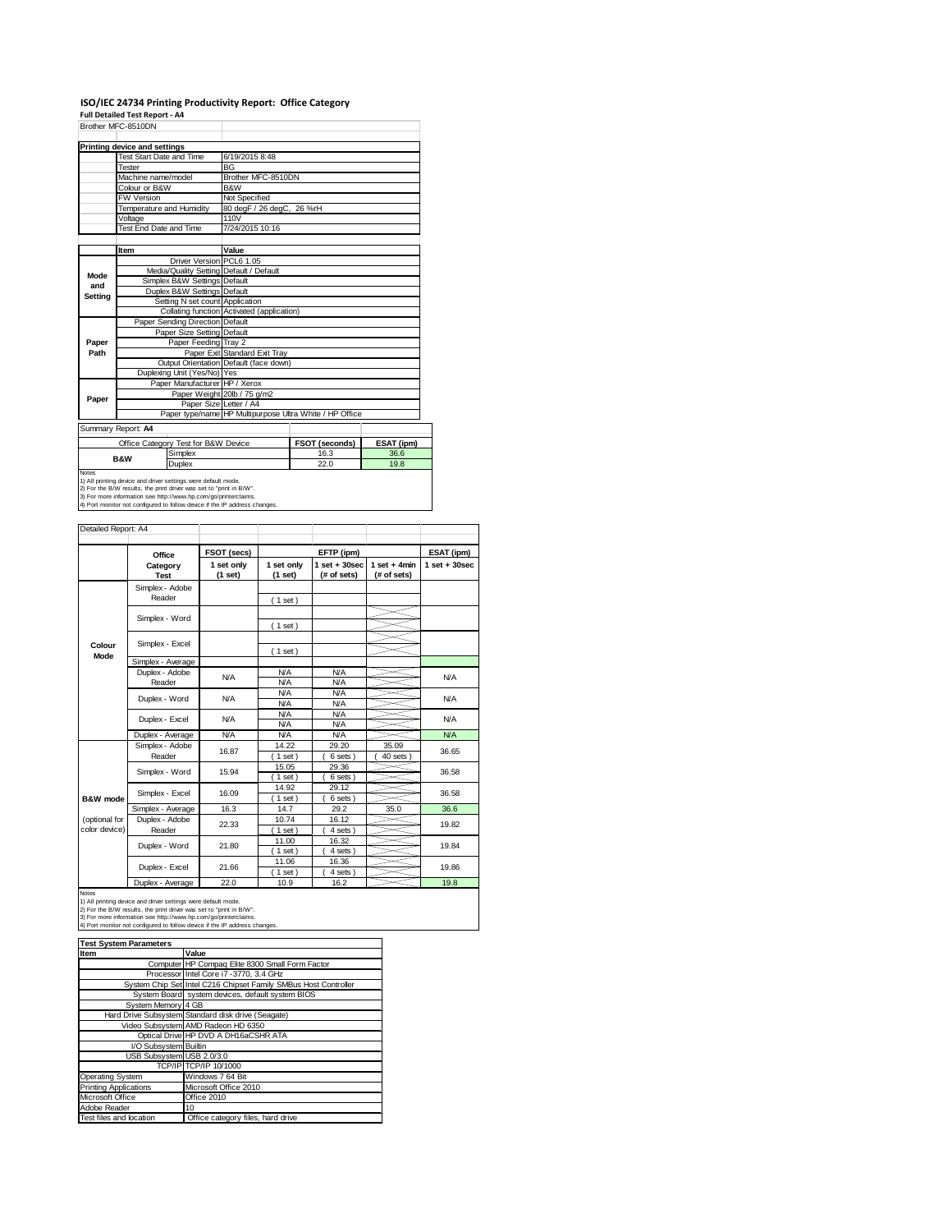# ISO/IEC 24734 Printing Productivity Report: Office Category

**Full Detailed Test Report - A4**

Brother MFC-8510DN

| Printing device and settings | |
|---|---|
| Test Start Date and Time | 6/19/2015 8:48 |
| Tester | BG |
| Machine name/model | Brother MFC-8510DN |
| Colour or B&W | B&W |
| FW Version | Not Specified |
| Temperature and Humidity | 80 degF / 26 degC, 26 %rH |
| Voltage | 110V |
| Test End Date and Time | 7/24/2015 10:16 |

| | Item | Value |
|---|---|---|
| Mode and Setting | Driver Version | PCL6 1.05 |
| | Media/Quality Setting | Default / Default |
| | Simplex B&W Settings | Default |
| | Duplex B&W Settings | Default |
| | Setting N set count | Application |
| | Collating function | Activated (application) |
| Paper Path | Paper Sending Direction | Default |
| | Paper Size Setting | Default |
| | Paper Feeding | Tray 2 |
| | Paper Exit | Standard Exit Tray |
| | Output Orientation | Default (face down) |
| | Duplexing Unit (Yes/No) | Yes |
| Paper | Paper Manufacturer | HP / Xerox |
| | Paper Weight | 20lb / 75 g/m2 |
| | Paper Size | Letter / A4 |
| | Paper type/name | HP Multipurpose Ultra White / HP Office |

Summary Report: **A4**

| Office Category Test for B&W Device | | FSOT (seconds) | ESAT (ipm) |
|---|---|---|---|
| B&W | Simplex | 16.3 | 36.6 |
| | Duplex | 22.0 | 19.8 |

Notes
1) All printing device and driver settings were default mode.
2) For the B/W results, the print driver was set to "print in B/W".
3) For more information see http://www.hp.com/go/printerclaims.
4) Port monitor not configured to follow device if the IP address changes.

Detailed Report: A4

| | Office Category Test | FSOT (secs) 1 set only (1 set) | EFTP (ipm) 1 set only (1 set) | EFTP (ipm) 1 set + 30sec (# of sets) | EFTP (ipm) 1 set + 4min (# of sets) | ESAT (ipm) 1 set + 30sec |
|---|---|---|---|---|---|---|
| Colour Mode | Simplex - Adobe Reader | | ( 1 set ) | | | |
| | Simplex - Word | | ( 1 set ) | | | |
| | Simplex - Excel | | ( 1 set ) | | | |
| | Simplex - Average | | | | | |
| | Duplex - Adobe Reader | N/A | N/A / N/A | N/A / N/A | | N/A |
| | Duplex - Word | N/A | N/A / N/A | N/A / N/A | | N/A |
| | Duplex - Excel | N/A | N/A / N/A | N/A / N/A | | N/A |
| | Duplex - Average | N/A | N/A | N/A | | N/A |
| B&W mode (optional for color device) | Simplex - Adobe Reader | 16.87 | 14.22 ( 1 set ) | 29.20 ( 6 sets ) | 35.09 ( 40 sets ) | 36.65 |
| | Simplex - Word | 15.94 | 15.05 ( 1 set ) | 29.36 ( 6 sets ) | | 36.58 |
| | Simplex - Excel | 16.09 | 14.92 ( 1 set ) | 29.12 ( 6 sets ) | | 36.58 |
| | Simplex - Average | 16.3 | 14.7 | 29.2 | 35.0 | 36.6 |
| | Duplex - Adobe Reader | 22.33 | 10.74 ( 1 set ) | 16.12 ( 4 sets ) | | 19.82 |
| | Duplex - Word | 21.80 | 11.00 ( 1 set ) | 16.32 ( 4 sets ) | | 19.84 |
| | Duplex - Excel | 21.66 | 11.06 ( 1 set ) | 16.36 ( 4 sets ) | | 19.86 |
| | Duplex - Average | 22.0 | 10.9 | 16.2 | | 19.8 |

Notes
1) All printing device and driver settings were default mode.
2) For the B/W results, the print driver was set to "print in B/W".
3) For more information see http://www.hp.com/go/printerclaims.
4) Port monitor not configured to follow device if the IP address changes.

| Test System Parameters | |
|---|---|
| **Item** | **Value** |
| Computer | HP Compaq Elite 8300 Small Form Factor |
| Processor | Intel Core i7 -3770, 3.4 GHz |
| System Chip Set | Intel C216 Chipset Family SMBus Host Controller |
| System Board | system devices, default system BIOS |
| System Memory | 4 GB |
| Hard Drive Subsystem | Standard disk drive (Seagate) |
| Video Subsystem | AMD Radeon HD 6350 |
| Optical Drive | HP DVD A DH16aCSHR ATA |
| I/O Subsystem | Builtin |
| USB Subsystem | USB 2.0/3.0 |
| TCP/IP | TCP/IP 10/1000 |
| Operating System | Windows 7 64 Bit |
| Printing Applications | Microsoft Office 2010 |
| Microsoft Office | Office 2010 |
| Adobe Reader | 10 |
| Test files and location | Office category files, hard drive |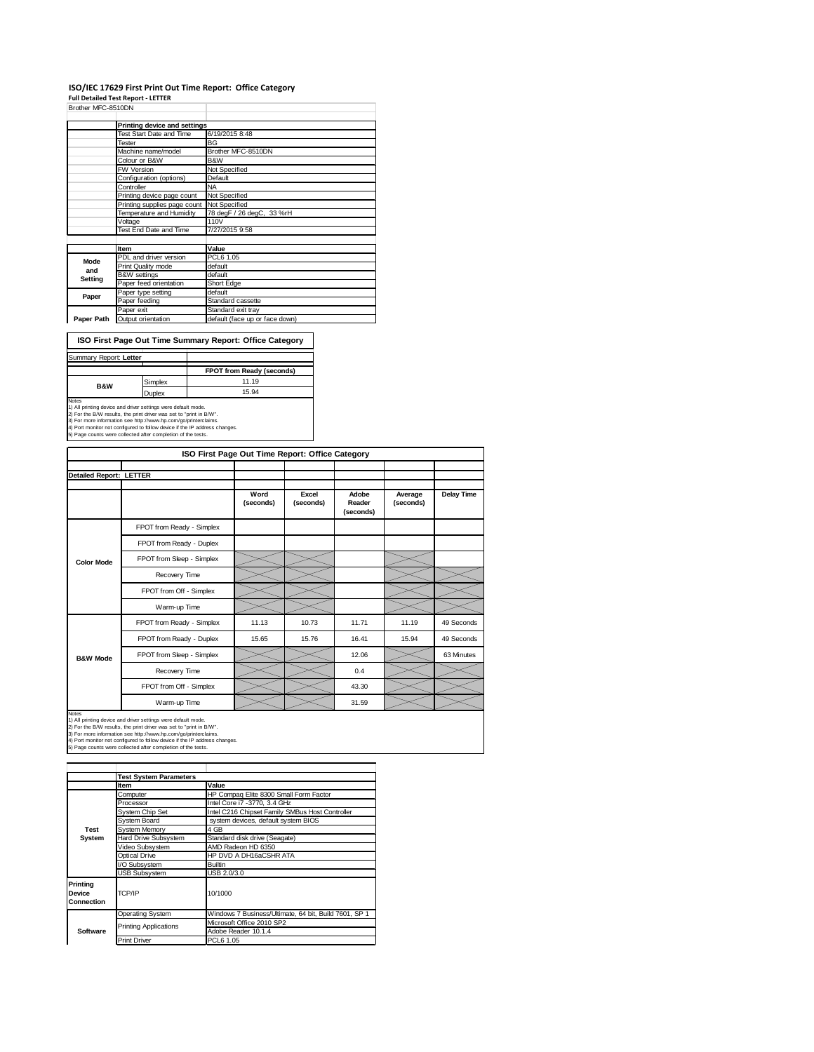# ISO/IEC 17629 First Print Out Time Report: Office Category

**Full Detailed Test Report - LETTER**

Brother MFC-8510DN

| | Printing device and settings | |
|---|---|---|
| | Test Start Date and Time | 6/19/2015 8:48 |
| | Tester | BG |
| | Machine name/model | Brother MFC-8510DN |
| | Colour or B&W | B&W |
| | FW Version | Not Specified |
| | Configuration (options) | Default |
| | Controller | NA |
| | Printing device page count | Not Specified |
| | Printing supplies page count | Not Specified |
| | Temperature and Humidity | 78 degF / 26 degC, 33 %rH |
| | Voltage | 110V |
| | Test End Date and Time | 7/27/2015 9:58 |

| | Item | Value |
|---|---|---|
| Mode and Setting | PDL and driver version | PCL6 1.05 |
| | Print Quality mode | default |
| | B&W settings | default |
| | Paper feed orientation | Short Edge |
| Paper | Paper type setting | default |
| | Paper feeding | Standard cassette |
| | Paper exit | Standard exit tray |
| Paper Path | Output orientation | default (face up or face down) |

## ISO First Page Out Time Summary Report: Office Category

Summary Report: **Letter**

| | | FPOT from Ready (seconds) |
|---|---|---|
| B&W | Simplex | 11.19 |
| | Duplex | 15.94 |

Notes
1) All printing device and driver settings were default mode.
2) For the B/W results, the print driver was set to "print in B/W".
3) For more information see http://www.hp.com/go/printerclaims.
4) Port monitor not configured to follow device if the IP address changes.
5) Page counts were collected after completion of the tests.

## ISO First Page Out Time Report: Office Category

**Detailed Report: LETTER**

| | | Word (seconds) | Excel (seconds) | Adobe Reader (seconds) | Average (seconds) | Delay Time |
|---|---|---|---|---|---|---|
| Color Mode | FPOT from Ready - Simplex | | | | | |
| | FPOT from Ready - Duplex | | | | | |
| | FPOT from Sleep - Simplex | | | | | |
| | Recovery Time | | | | | |
| | FPOT from Off - Simplex | | | | | |
| | Warm-up Time | | | | | |
| B&W Mode | FPOT from Ready - Simplex | 11.13 | 10.73 | 11.71 | 11.19 | 49 Seconds |
| | FPOT from Ready - Duplex | 15.65 | 15.76 | 16.41 | 15.94 | 49 Seconds |
| | FPOT from Sleep - Simplex | | | 12.06 | | 63 Minutes |
| | Recovery Time | | | 0.4 | | |
| | FPOT from Off - Simplex | | | 43.30 | | |
| | Warm-up Time | | | 31.59 | | |

Notes
1) All printing device and driver settings were default mode.
2) For the B/W results, the print driver was set to "print in B/W".
3) For more information see http://www.hp.com/go/printerclaims.
4) Port monitor not configured to follow device if the IP address changes.
5) Page counts were collected after completion of the tests.

| | Test System Parameters | |
|---|---|---|
| | Item | Value |
| Test System | Computer | HP Compaq Elite 8300 Small Form Factor |
| | Processor | Intel Core i7 -3770, 3.4 GHz |
| | System Chip Set | Intel C216 Chipset Family SMBus Host Controller |
| | System Board | system devices, default system BIOS |
| | System Memory | 4 GB |
| | Hard Drive Subsystem | Standard disk drive (Seagate) |
| | Video Subsystem | AMD Radeon HD 6350 |
| | Optical Drive | HP DVD A DH16aCSHR ATA |
| | I/O Subsystem | Builtin |
| | USB Subsystem | USB 2.0/3.0 |
| Printing Device Connection | TCP/IP | 10/1000 |
| Software | Operating System | Windows 7 Business/Ultimate, 64 bit, Build 7601, SP 1 |
| | Printing Applications | Microsoft Office 2010 SP2 |
| | | Adobe Reader 10.1.4 |
| | Print Driver | PCL6 1.05 |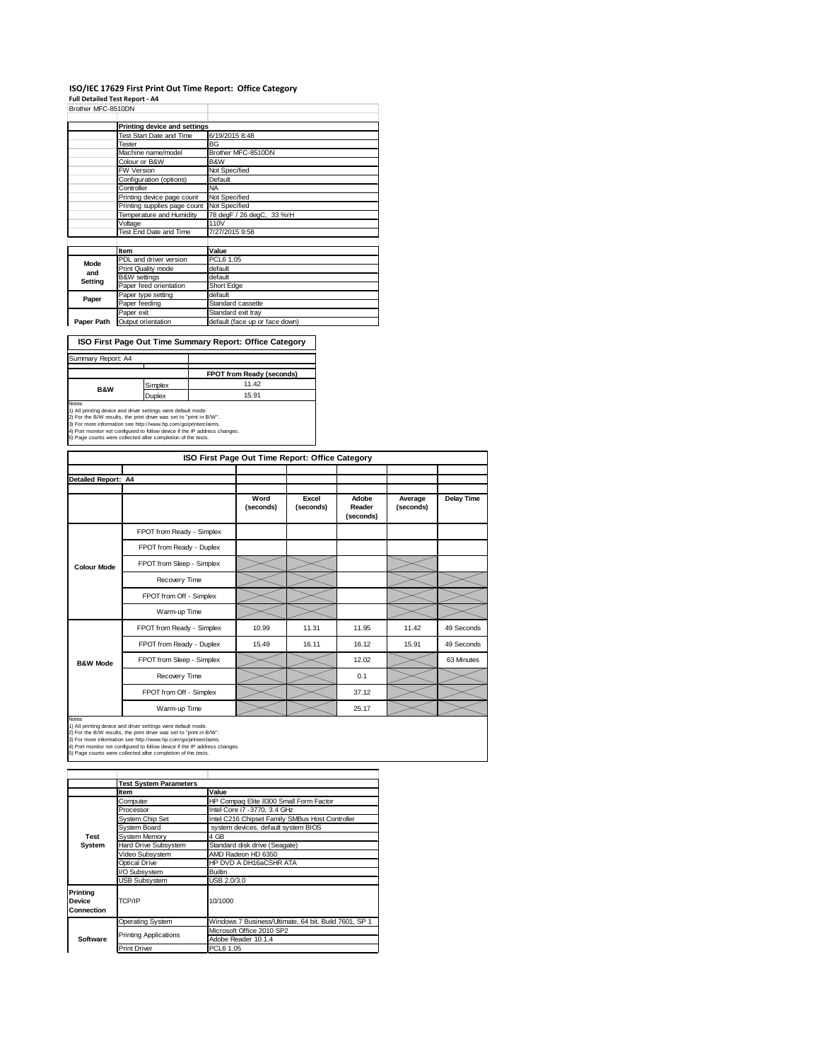# ISO/IEC 17629 First Print Out Time Report: Office Category

**Full Detailed Test Report - A4**

Brother MFC-8510DN

| | Printing device and settings | |
|---|---|---|
| | Test Start Date and Time | 6/19/2015 8:48 |
| | Tester | BG |
| | Machine name/model | Brother MFC-8510DN |
| | Colour or B&W | B&W |
| | FW Version | Not Specified |
| | Configuration (options) | Default |
| | Controller | NA |
| | Printing device page count | Not Specified |
| | Printing supplies page count | Not Specified |
| | Temperature and Humidity | 78 degF / 26 degC, 33 %rH |
| | Voltage | 110V |
| | Test End Date and Time | 7/27/2015 9:58 |

| | Item | Value |
|---|---|---|
| Mode and Setting | PDL and driver version | PCL6 1.05 |
| | Print Quality mode | default |
| | B&W settings | default |
| | Paper feed orientation | Short Edge |
| Paper | Paper type setting | default |
| | Paper feeding | Standard cassette |
| | Paper exit | Standard exit tray |
| Paper Path | Output orientation | default (face up or face down) |

## ISO First Page Out Time Summary Report: Office Category

Summary Report: A4

| | | FPOT from Ready (seconds) |
|---|---|---|
| B&W | Simplex | 11.42 |
| | Duplex | 15.91 |

Notes
1) All printing device and driver settings were default mode.
2) For the B/W results, the print driver was set to "print in B/W".
3) For more information see http://www.hp.com/go/printerclaims.
4) Port monitor not configured to follow device if the IP address changes.
5) Page counts were collected after completion of the tests.

## ISO First Page Out Time Report: Office Category

Detailed Report: A4

| | | Word (seconds) | Excel (seconds) | Adobe Reader (seconds) | Average (seconds) | Delay Time |
|---|---|---|---|---|---|---|
| Colour Mode | FPOT from Ready - Simplex | | | | | |
| | FPOT from Ready - Duplex | | | | | |
| | FPOT from Sleep - Simplex | | | | | |
| | Recovery Time | | | | | |
| | FPOT from Off - Simplex | | | | | |
| | Warm-up Time | | | | | |
| B&W Mode | FPOT from Ready - Simplex | 10.99 | 11.31 | 11.95 | 11.42 | 49 Seconds |
| | FPOT from Ready - Duplex | 15.49 | 16.11 | 16.12 | 15.91 | 49 Seconds |
| | FPOT from Sleep - Simplex | | | 12.02 | | 63 Minutes |
| | Recovery Time | | | 0.1 | | |
| | FPOT from Off - Simplex | | | 37.12 | | |
| | Warm-up Time | | | 25.17 | | |

Notes
1) All printing device and driver settings were default mode.
2) For the B/W results, the print driver was set to "print in B/W".
3) For more information see http://www.hp.com/go/printerclaims.
4) Port monitor not configured to follow device if the IP address changes.
5) Page counts were collected after completion of the tests.

| | Test System Parameters | |
|---|---|---|
| | Item | Value |
| Test System | Computer | HP Compaq Elite 8300 Small Form Factor |
| | Processor | Intel Core i7 -3770, 3.4 GHz |
| | System Chip Set | Intel C216 Chipset Family SMBus Host Controller |
| | System Board | system devices, default system BIOS |
| | System Memory | 4 GB |
| | Hard Drive Subsystem | Standard disk drive (Seagate) |
| | Video Subsystem | AMD Radeon HD 6350 |
| | Optical Drive | HP DVD A DH16aCSHR ATA |
| | I/O Subsystem | Builtin |
| | USB Subsystem | USB 2.0/3.0 |
| Printing Device Connection | TCP/IP | 10/1000 |
| Software | Operating System | Windows 7 Business/Ultimate, 64 bit, Build 7601, SP 1 |
| | Printing Applications | Microsoft Office 2010 SP2 |
| | | Adobe Reader 10.1.4 |
| | Print Driver | PCL6 1.05 |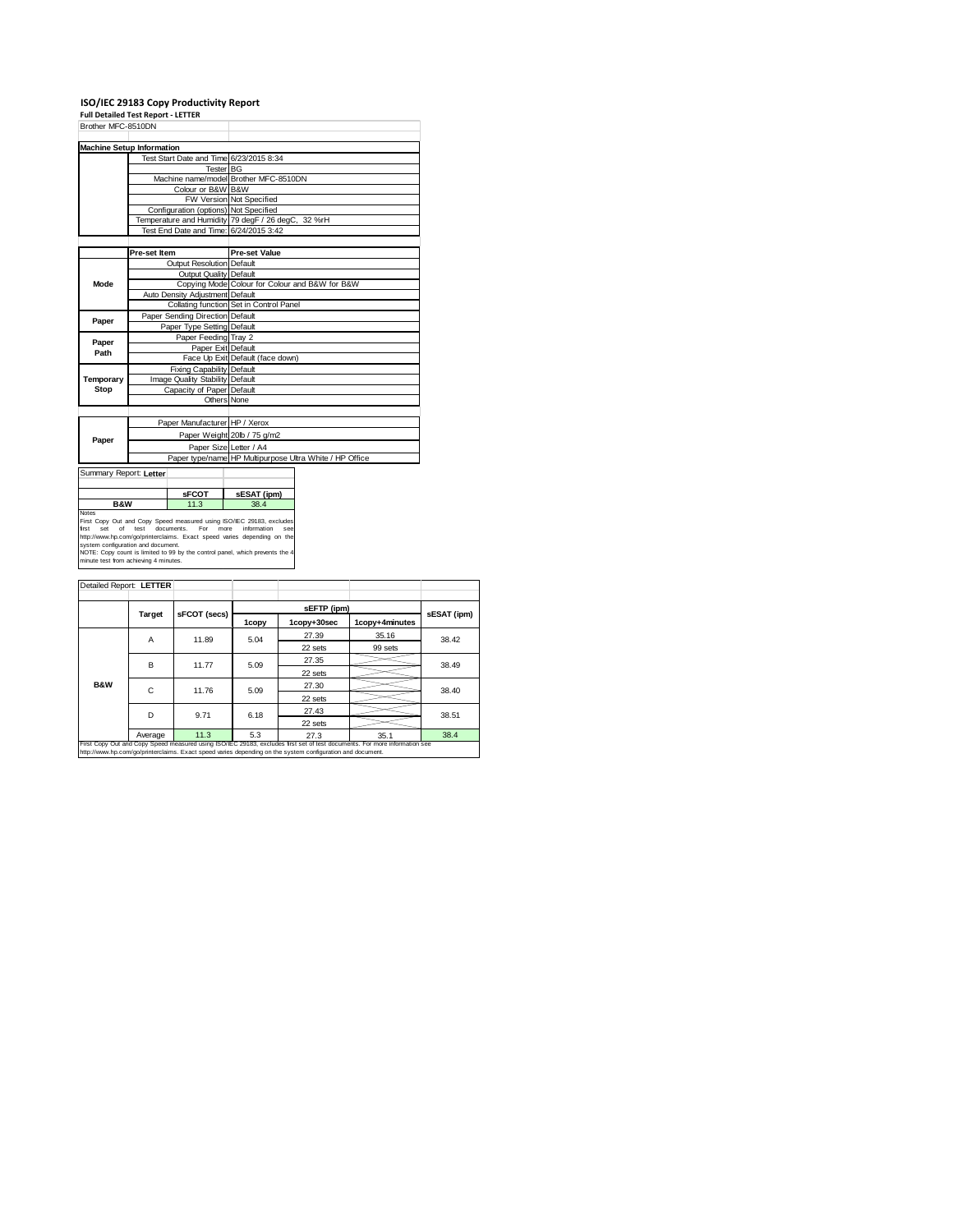# ISO/IEC 29183 Copy Productivity Report

**Full Detailed Test Report - LETTER**

Brother MFC-8510DN

| Machine Setup Information | | |
|---|---|---|
| | Test Start Date and Time | 6/23/2015 8:34 |
| | Tester | BG |
| | Machine name/model | Brother MFC-8510DN |
| | Colour or B&W | B&W |
| | FW Version | Not Specified |
| | Configuration (options) | Not Specified |
| | Temperature and Humidity | 79 degF / 26 degC, 32 %rH |
| | Test End Date and Time: | 6/24/2015 3:42 |

| | Pre-set Item | Pre-set Value |
|---|---|---|
| Mode | Output Resolution | Default |
| | Output Quality | Default |
| | Copying Mode | Colour for Colour and B&W for B&W |
| | Auto Density Adjustment | Default |
| | Collating function | Set in Control Panel |
| Paper | Paper Sending Direction | Default |
| | Paper Type Setting | Default |
| Paper Path | Paper Feeding | Tray 2 |
| | Paper Exit | Default |
| | Face Up Exit | Default (face down) |
| Temporary Stop | Fixing Capability | Default |
| | Image Quality Stability | Default |
| | Capacity of Paper | Default |
| | Others | None |

| | | |
|---|---|---|
| Paper | Paper Manufacturer | HP / Xerox |
| | Paper Weight | 20lb / 75 g/m2 |
| | Paper Size | Letter / A4 |
| | Paper type/name | HP Multipurpose Ultra White / HP Office |

Summary Report: **Letter**

| | sFCOT | sESAT (ipm) |
|---|---|---|
| B&W | 11.3 | 38.4 |

Notes

First Copy Out and Copy Speed measured using ISO/IEC 29183, excludes first set of test documents. For more information see http://www.hp.com/go/printerclaims. Exact speed varies depending on the system configuration and document.
NOTE: Copy count is limited to 99 by the control panel, which prevents the 4 minute test from achieving 4 minutes.

Detailed Report: **LETTER**

| | Target | sFCOT (secs) | sEFTP (ipm) | | | sESAT (ipm) |
|---|---|---|---|---|---|---|
| | | | 1copy | 1copy+30sec | 1copy+4minutes | |
| B&W | A | 11.89 | 5.04 | 27.39 | 35.16 | 38.42 |
| | | | | 22 sets | 99 sets | |
| | B | 11.77 | 5.09 | 27.35 | | 38.49 |
| | | | | 22 sets | | |
| | C | 11.76 | 5.09 | 27.30 | | 38.40 |
| | | | | 22 sets | | |
| | D | 9.71 | 6.18 | 27.43 | | 38.51 |
| | | | | 22 sets | | |
| | Average | 11.3 | 5.3 | 27.3 | 35.1 | 38.4 |

First Copy Out and Copy Speed measured using ISO/IEC 29183, excludes first set of test documents. For more information see http://www.hp.com/go/printerclaims. Exact speed varies depending on the system configuration and document.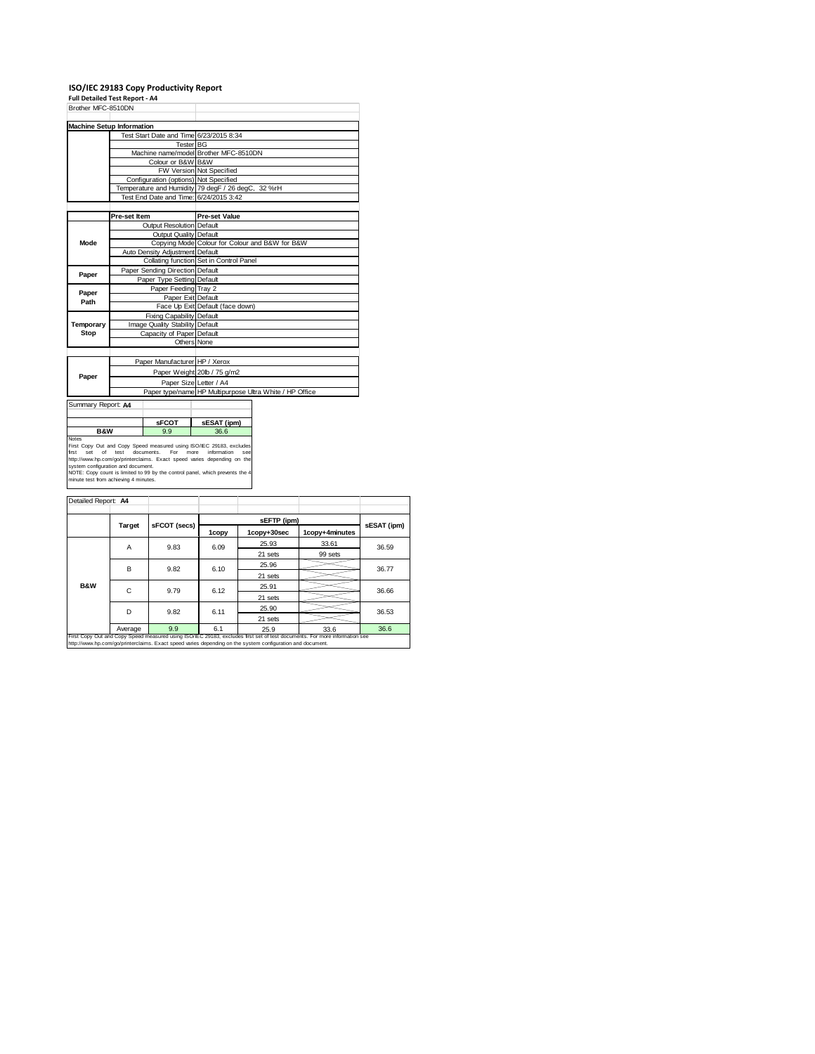# ISO/IEC 29183 Copy Productivity Report

**Full Detailed Test Report - A4**

Brother MFC-8510DN

| Machine Setup Information | | |
|---|---|---|
| | Test Start Date and Time | 6/23/2015 8:34 |
| | Tester | BG |
| | Machine name/model | Brother MFC-8510DN |
| | Colour or B&W | B&W |
| | FW Version | Not Specified |
| | Configuration (options) | Not Specified |
| | Temperature and Humidity | 79 degF / 26 degC, 32 %rH |
| | Test End Date and Time: | 6/24/2015 3:42 |

| | Pre-set Item | Pre-set Value |
|---|---|---|
| Mode | Output Resolution | Default |
| | Output Quality | Default |
| | Copying Mode | Colour for Colour and B&W for B&W |
| | Auto Density Adjustment | Default |
| | Collating function | Set in Control Panel |
| Paper | Paper Sending Direction | Default |
| | Paper Type Setting | Default |
| Paper Path | Paper Feeding | Tray 2 |
| | Paper Exit | Default |
| | Face Up Exit | Default (face down) |
| Temporary Stop | Fixing Capability | Default |
| | Image Quality Stability | Default |
| | Capacity of Paper | Default |
| | Others | None |

| | | |
|---|---|---|
| Paper | Paper Manufacturer | HP / Xerox |
| | Paper Weight | 20lb / 75 g/m2 |
| | Paper Size | Letter / A4 |
| | Paper type/name | HP Multipurpose Ultra White / HP Office |

Summary Report: **A4**

| | sFCOT | sESAT (ipm) |
|---|---|---|
| B&W | 9.9 | 36.6 |

Notes
First Copy Out and Copy Speed measured using ISO/IEC 29183, excludes first set of test documents. For more information see http://www.hp.com/go/printerclaims. Exact speed varies depending on the system configuration and document.
NOTE: Copy count is limited to 99 by the control panel, which prevents the 4 minute test from achieving 4 minutes.

Detailed Report: **A4**

| | Target | sFCOT (secs) | sEFTP (ipm) 1copy | 1copy+30sec | 1copy+4minutes | sESAT (ipm) |
|---|---|---|---|---|---|---|
| B&W | A | 9.83 | 6.09 | 25.93 | 33.61 | 36.59 |
| | | | | 21 sets | 99 sets | |
| | B | 9.82 | 6.10 | 25.96 | | 36.77 |
| | | | | 21 sets | | |
| | C | 9.79 | 6.12 | 25.91 | | 36.66 |
| | | | | 21 sets | | |
| | D | 9.82 | 6.11 | 25.90 | | 36.53 |
| | | | | 21 sets | | |
| | Average | 9.9 | 6.1 | 25.9 | 33.6 | 36.6 |

First Copy Out and Copy Speed measured using ISO/IEC 29183, excludes first set of test documents. For more information see http://www.hp.com/go/printerclaims. Exact speed varies depending on the system configuration and document.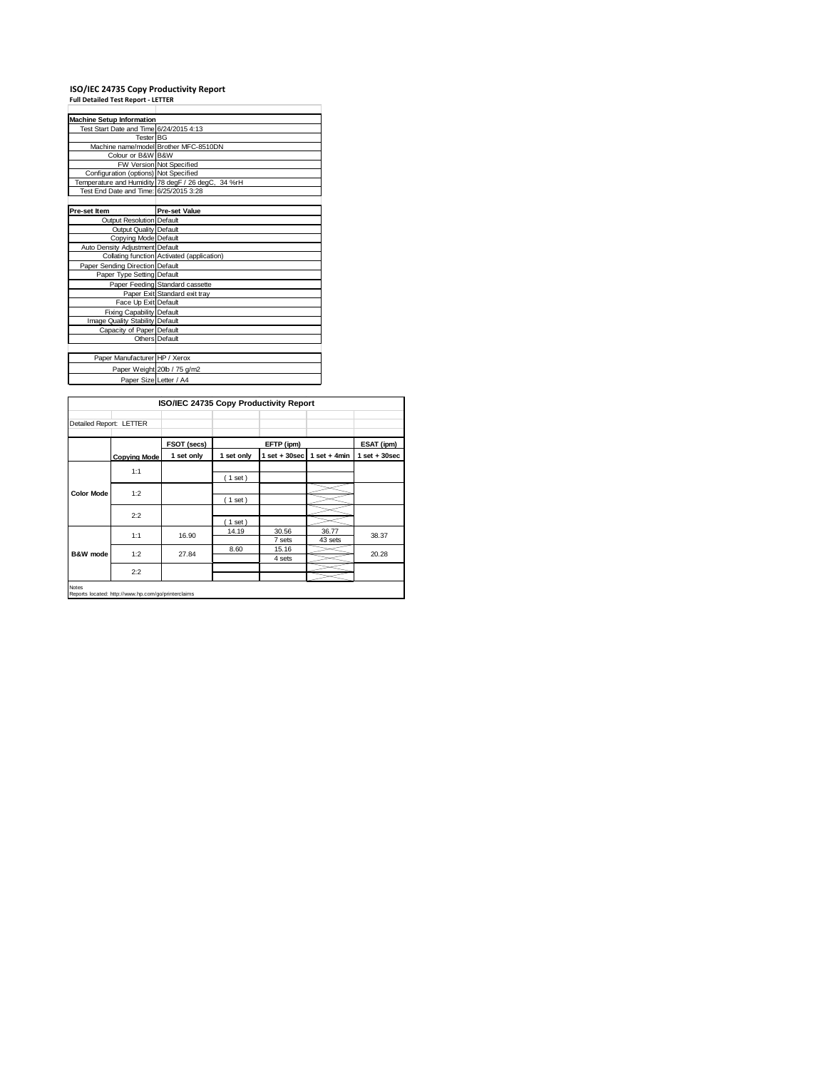# ISO/IEC 24735 Copy Productivity Report

**Full Detailed Test Report - LETTER**

| Machine Setup Information | |
|---|---|
| Test Start Date and Time | 6/24/2015 4:13 |
| Tester | BG |
| Machine name/model | Brother MFC-8510DN |
| Colour or B&W | B&W |
| FW Version | Not Specified |
| Configuration (options) | Not Specified |
| Temperature and Humidity | 78 degF / 26 degC, 34 %rH |
| Test End Date and Time: | 6/25/2015 3:28 |

| Pre-set Item | Pre-set Value |
|---|---|
| Output Resolution | Default |
| Output Quality | Default |
| Copying Mode | Default |
| Auto Density Adjustment | Default |
| Collating function | Activated (application) |
| Paper Sending Direction | Default |
| Paper Type Setting | Default |
| Paper Feeding | Standard cassette |
| Paper Exit | Standard exit tray |
| Face Up Exit | Default |
| Fixing Capability | Default |
| Image Quality Stability | Default |
| Capacity of Paper | Default |
| Others | Default |

| | |
|---|---|
| Paper Manufacturer | HP / Xerox |
| Paper Weight | 20lb / 75 g/m2 |
| Paper Size | Letter / A4 |

**ISO/IEC 24735 Copy Productivity Report**

Detailed Report: LETTER

| | | FSOT (secs) | EFTP (ipm) | | | ESAT (ipm) |
|---|---|---|---|---|---|---|
| | **Copying Mode** | 1 set only | 1 set only | 1 set + 30sec | 1 set + 4min | 1 set + 30sec |
| **Color Mode** | 1:1 | | ( 1 set ) | | | |
| | 1:2 | | ( 1 set ) | | | |
| | 2:2 | | ( 1 set ) | | | |
| **B&W mode** | 1:1 | 16.90 | 14.19 | 30.56<br>7 sets | 36.77<br>43 sets | 38.37 |
| | 1:2 | 27.84 | 8.60 | 15.16<br>4 sets | | 20.28 |
| | 2:2 | | | | | |

Notes
Reports located: http://www.hp.com/go/printerclaims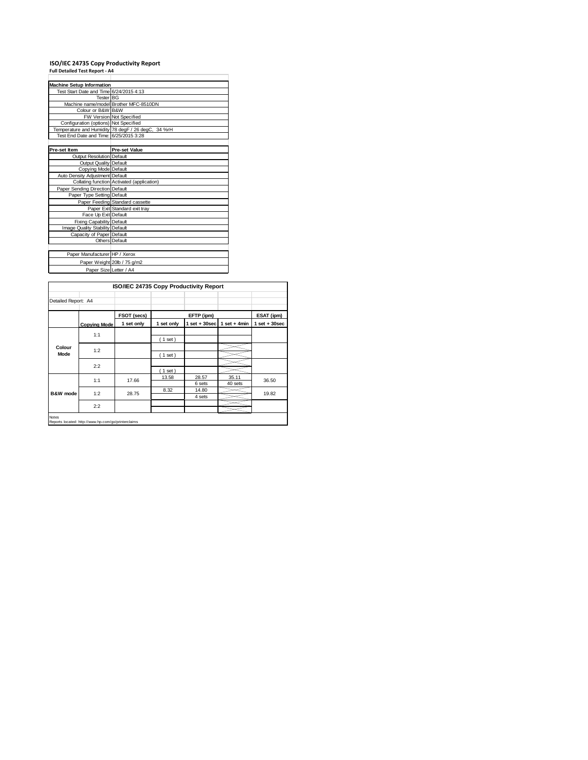**ISO/IEC 24735 Copy Productivity Report**

**Full Detailed Test Report - A4**

| **Machine Setup Information** | |
|---|---|
| Test Start Date and Time | 6/24/2015 4:13 |
| Tester | BG |
| Machine name/model | Brother MFC-8510DN |
| Colour or B&W | B&W |
| FW Version | Not Specified |
| Configuration (options) | Not Specified |
| Temperature and Humidity | 78 degF / 26 degC, 34 %rH |
| Test End Date and Time: | 6/25/2015 3:28 |

| **Pre-set Item** | **Pre-set Value** |
|---|---|
| Output Resolution | Default |
| Output Quality | Default |
| Copying Mode | Default |
| Auto Density Adjustment | Default |
| Collating function | Activated (application) |
| Paper Sending Direction | Default |
| Paper Type Setting | Default |
| Paper Feeding | Standard cassette |
| Paper Exit | Standard exit tray |
| Face Up Exit | Default |
| Fixing Capability | Default |
| Image Quality Stability | Default |
| Capacity of Paper | Default |
| Others | Default |

| | |
|---|---|
| Paper Manufacturer | HP / Xerox |
| Paper Weight | 20lb / 75 g/m2 |
| Paper Size | Letter / A4 |

**ISO/IEC 24735 Copy Productivity Report**

Detailed Report: A4

| | | FSOT (secs) | EFTP (ipm) | | | ESAT (ipm) |
|---|---|---|---|---|---|---|
| | **Copying Mode** | 1 set only | 1 set only | 1 set + 30sec | 1 set + 4min | 1 set + 30sec |
| **Colour Mode** | 1:1 | | ( 1 set ) | | | |
| | 1:2 | | ( 1 set ) | | | |
| | 2:2 | | ( 1 set ) | | | |
| **B&W mode** | 1:1 | 17.66 | 13.58 | 28.57<br>6 sets | 35.11<br>40 sets | 36.50 |
| | 1:2 | 28.75 | 8.32 | 14.80<br>4 sets | | 19.82 |
| | 2:2 | | | | | |

Notes

Reports located: http://www.hp.com/go/printerclaims